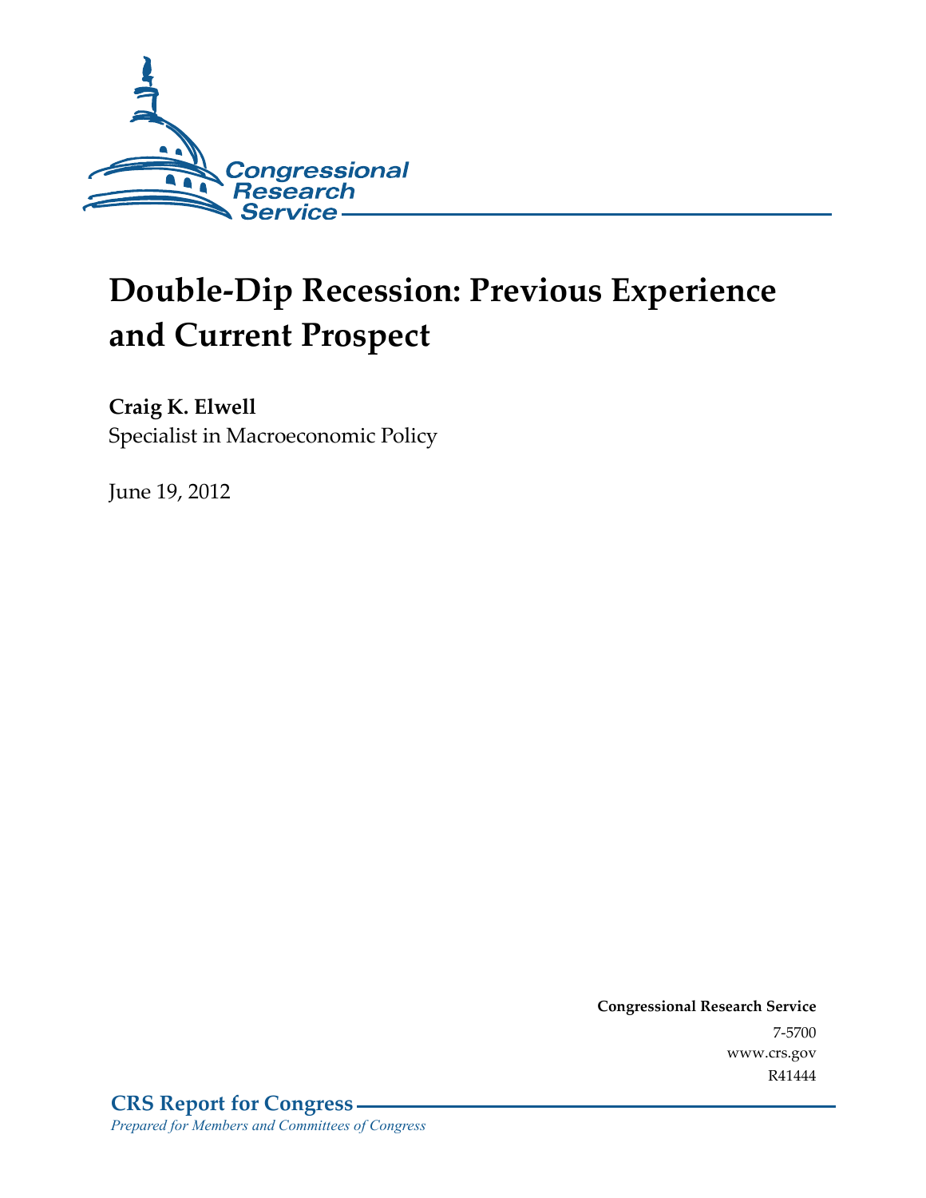Congressional Research Service

# Double-Dip Recession: Previous Experience and Current Prospect

**Craig K. Elwell**
Specialist in Macroeconomic Policy

June 19, 2012

**Congressional Research Service**
7-5700
www.crs.gov
R41444

**CRS Report for Congress**
*Prepared for Members and Committees of Congress*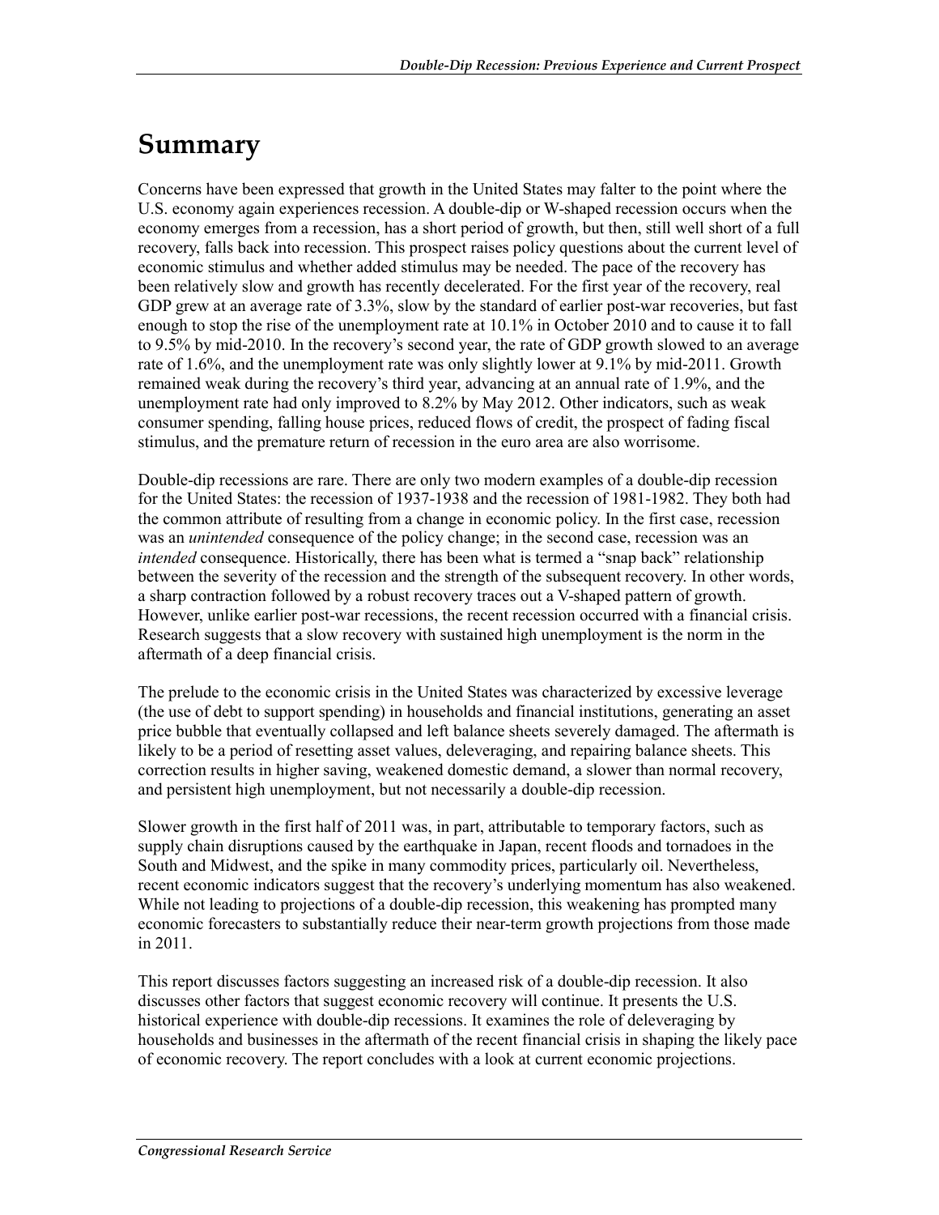# Summary

Concerns have been expressed that growth in the United States may falter to the point where the U.S. economy again experiences recession. A double-dip or W-shaped recession occurs when the economy emerges from a recession, has a short period of growth, but then, still well short of a full recovery, falls back into recession. This prospect raises policy questions about the current level of economic stimulus and whether added stimulus may be needed. The pace of the recovery has been relatively slow and growth has recently decelerated. For the first year of the recovery, real GDP grew at an average rate of 3.3%, slow by the standard of earlier post-war recoveries, but fast enough to stop the rise of the unemployment rate at 10.1% in October 2010 and to cause it to fall to 9.5% by mid-2010. In the recovery's second year, the rate of GDP growth slowed to an average rate of 1.6%, and the unemployment rate was only slightly lower at 9.1% by mid-2011. Growth remained weak during the recovery's third year, advancing at an annual rate of 1.9%, and the unemployment rate had only improved to 8.2% by May 2012. Other indicators, such as weak consumer spending, falling house prices, reduced flows of credit, the prospect of fading fiscal stimulus, and the premature return of recession in the euro area are also worrisome.

Double-dip recessions are rare. There are only two modern examples of a double-dip recession for the United States: the recession of 1937-1938 and the recession of 1981-1982. They both had the common attribute of resulting from a change in economic policy. In the first case, recession was an *unintended* consequence of the policy change; in the second case, recession was an *intended* consequence. Historically, there has been what is termed a "snap back" relationship between the severity of the recession and the strength of the subsequent recovery. In other words, a sharp contraction followed by a robust recovery traces out a V-shaped pattern of growth. However, unlike earlier post-war recessions, the recent recession occurred with a financial crisis. Research suggests that a slow recovery with sustained high unemployment is the norm in the aftermath of a deep financial crisis.

The prelude to the economic crisis in the United States was characterized by excessive leverage (the use of debt to support spending) in households and financial institutions, generating an asset price bubble that eventually collapsed and left balance sheets severely damaged. The aftermath is likely to be a period of resetting asset values, deleveraging, and repairing balance sheets. This correction results in higher saving, weakened domestic demand, a slower than normal recovery, and persistent high unemployment, but not necessarily a double-dip recession.

Slower growth in the first half of 2011 was, in part, attributable to temporary factors, such as supply chain disruptions caused by the earthquake in Japan, recent floods and tornadoes in the South and Midwest, and the spike in many commodity prices, particularly oil. Nevertheless, recent economic indicators suggest that the recovery's underlying momentum has also weakened. While not leading to projections of a double-dip recession, this weakening has prompted many economic forecasters to substantially reduce their near-term growth projections from those made in 2011.

This report discusses factors suggesting an increased risk of a double-dip recession. It also discusses other factors that suggest economic recovery will continue. It presents the U.S. historical experience with double-dip recessions. It examines the role of deleveraging by households and businesses in the aftermath of the recent financial crisis in shaping the likely pace of economic recovery. The report concludes with a look at current economic projections.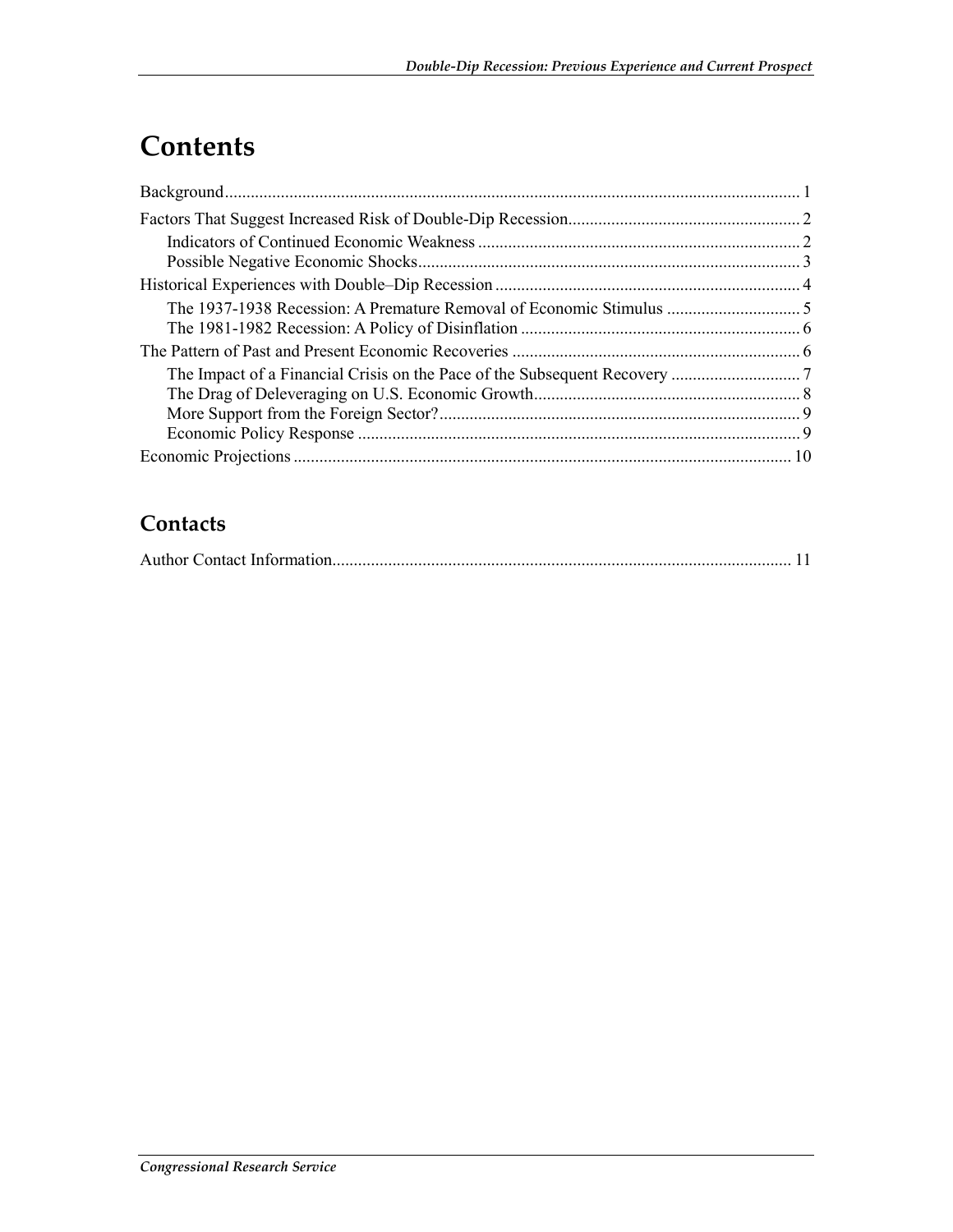# Contents

Background ........................................................................................................................ 1

Factors That Suggest Increased Risk of Double-Dip Recession ..................................................... 2

- Indicators of Continued Economic Weakness ........................................................................... 2
- Possible Negative Economic Shocks ........................................................................................ 3

Historical Experiences with Double–Dip Recession ...................................................................... 4

- The 1937-1938 Recession: A Premature Removal of Economic Stimulus ............................... 5
- The 1981-1982 Recession: A Policy of Disinflation ................................................................ 6

The Pattern of Past and Present Economic Recoveries .................................................................. 6

- The Impact of a Financial Crisis on the Pace of the Subsequent Recovery ............................. 7
- The Drag of Deleveraging on U.S. Economic Growth ............................................................. 8
- More Support from the Foreign Sector? ................................................................................... 9
- Economic Policy Response ...................................................................................................... 9

Economic Projections ................................................................................................................... 10

## Contacts

Author Contact Information .......................................................................................................... 11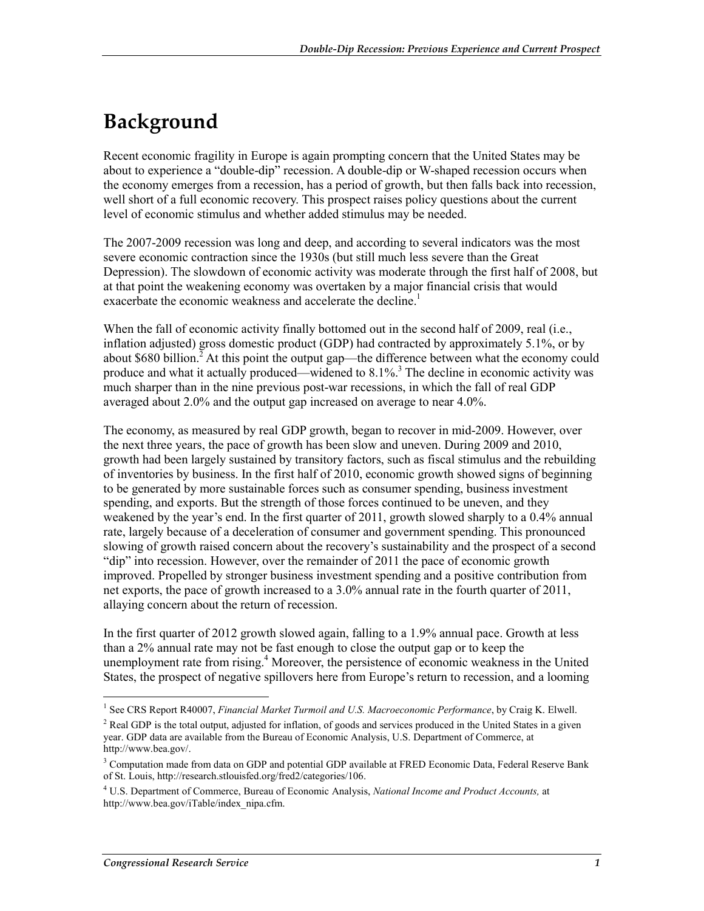# Background

Recent economic fragility in Europe is again prompting concern that the United States may be about to experience a "double-dip" recession. A double-dip or W-shaped recession occurs when the economy emerges from a recession, has a period of growth, but then falls back into recession, well short of a full economic recovery. This prospect raises policy questions about the current level of economic stimulus and whether added stimulus may be needed.

The 2007-2009 recession was long and deep, and according to several indicators was the most severe economic contraction since the 1930s (but still much less severe than the Great Depression). The slowdown of economic activity was moderate through the first half of 2008, but at that point the weakening economy was overtaken by a major financial crisis that would exacerbate the economic weakness and accelerate the decline.[1]

When the fall of economic activity finally bottomed out in the second half of 2009, real (i.e., inflation adjusted) gross domestic product (GDP) had contracted by approximately 5.1%, or by about $680 billion.[2] At this point the output gap—the difference between what the economy could produce and what it actually produced—widened to 8.1%.[3] The decline in economic activity was much sharper than in the nine previous post-war recessions, in which the fall of real GDP averaged about 2.0% and the output gap increased on average to near 4.0%.

The economy, as measured by real GDP growth, began to recover in mid-2009. However, over the next three years, the pace of growth has been slow and uneven. During 2009 and 2010, growth had been largely sustained by transitory factors, such as fiscal stimulus and the rebuilding of inventories by business. In the first half of 2010, economic growth showed signs of beginning to be generated by more sustainable forces such as consumer spending, business investment spending, and exports. But the strength of those forces continued to be uneven, and they weakened by the year's end. In the first quarter of 2011, growth slowed sharply to a 0.4% annual rate, largely because of a deceleration of consumer and government spending. This pronounced slowing of growth raised concern about the recovery's sustainability and the prospect of a second "dip" into recession. However, over the remainder of 2011 the pace of economic growth improved. Propelled by stronger business investment spending and a positive contribution from net exports, the pace of growth increased to a 3.0% annual rate in the fourth quarter of 2011, allaying concern about the return of recession.

In the first quarter of 2012 growth slowed again, falling to a 1.9% annual pace. Growth at less than a 2% annual rate may not be fast enough to close the output gap or to keep the unemployment rate from rising.[4] Moreover, the persistence of economic weakness in the United States, the prospect of negative spillovers here from Europe's return to recession, and a looming

---

[1] See CRS Report R40007, *Financial Market Turmoil and U.S. Macroeconomic Performance*, by Craig K. Elwell.

[2] Real GDP is the total output, adjusted for inflation, of goods and services produced in the United States in a given year. GDP data are available from the Bureau of Economic Analysis, U.S. Department of Commerce, at http://www.bea.gov/.

[3] Computation made from data on GDP and potential GDP available at FRED Economic Data, Federal Reserve Bank of St. Louis, http://research.stlouisfed.org/fred2/categories/106.

[4] U.S. Department of Commerce, Bureau of Economic Analysis, *National Income and Product Accounts,* at http://www.bea.gov/iTable/index_nipa.cfm.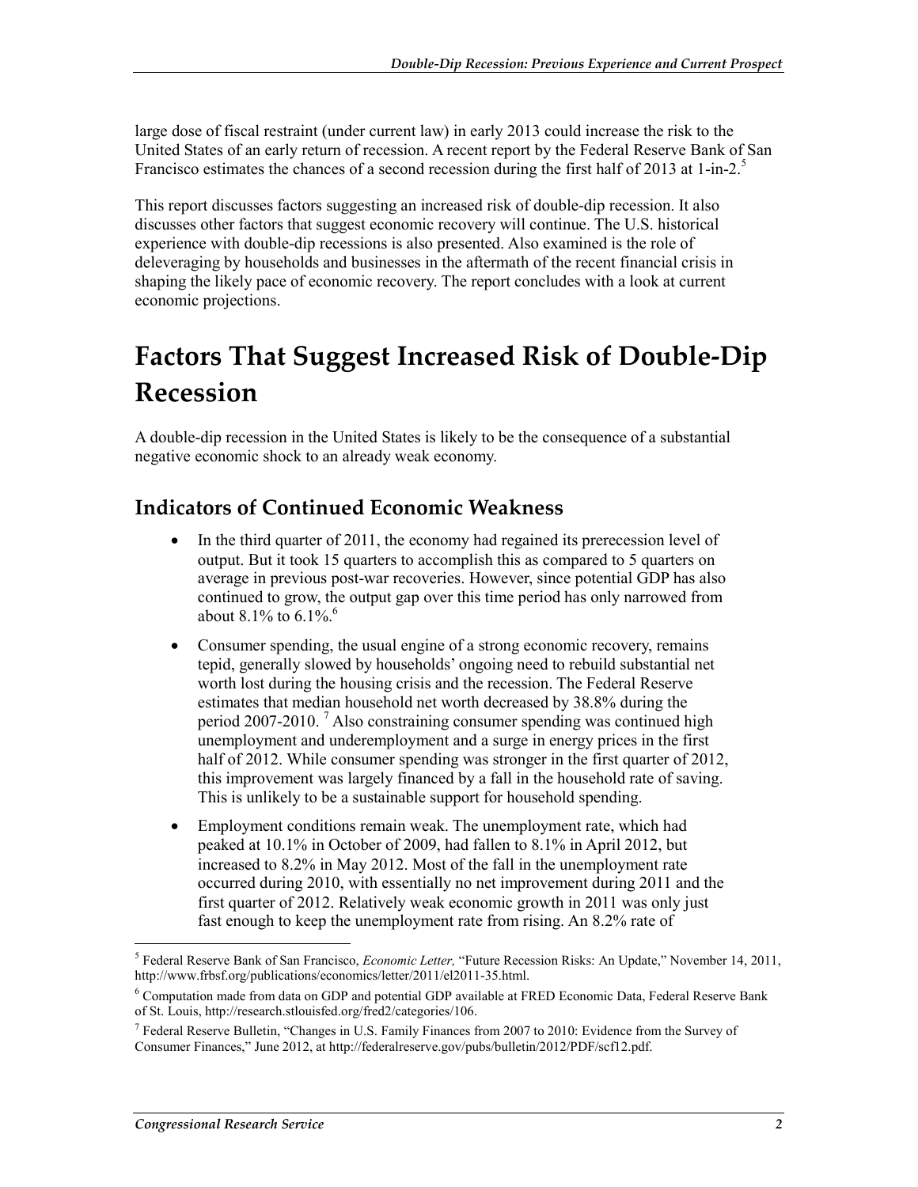large dose of fiscal restraint (under current law) in early 2013 could increase the risk to the United States of an early return of recession. A recent report by the Federal Reserve Bank of San Francisco estimates the chances of a second recession during the first half of 2013 at 1-in-2.[5]

This report discusses factors suggesting an increased risk of double-dip recession. It also discusses other factors that suggest economic recovery will continue. The U.S. historical experience with double-dip recessions is also presented. Also examined is the role of deleveraging by households and businesses in the aftermath of the recent financial crisis in shaping the likely pace of economic recovery. The report concludes with a look at current economic projections.

# Factors That Suggest Increased Risk of Double-Dip Recession

A double-dip recession in the United States is likely to be the consequence of a substantial negative economic shock to an already weak economy.

## Indicators of Continued Economic Weakness

- In the third quarter of 2011, the economy had regained its prerecession level of output. But it took 15 quarters to accomplish this as compared to 5 quarters on average in previous post-war recoveries. However, since potential GDP has also continued to grow, the output gap over this time period has only narrowed from about 8.1% to 6.1%.[6]
- Consumer spending, the usual engine of a strong economic recovery, remains tepid, generally slowed by households' ongoing need to rebuild substantial net worth lost during the housing crisis and the recession. The Federal Reserve estimates that median household net worth decreased by 38.8% during the period 2007-2010. [7] Also constraining consumer spending was continued high unemployment and underemployment and a surge in energy prices in the first half of 2012. While consumer spending was stronger in the first quarter of 2012, this improvement was largely financed by a fall in the household rate of saving. This is unlikely to be a sustainable support for household spending.
- Employment conditions remain weak. The unemployment rate, which had peaked at 10.1% in October of 2009, had fallen to 8.1% in April 2012, but increased to 8.2% in May 2012. Most of the fall in the unemployment rate occurred during 2010, with essentially no net improvement during 2011 and the first quarter of 2012. Relatively weak economic growth in 2011 was only just fast enough to keep the unemployment rate from rising. An 8.2% rate of

[5] Federal Reserve Bank of San Francisco, *Economic Letter,* "Future Recession Risks: An Update," November 14, 2011, http://www.frbsf.org/publications/economics/letter/2011/el2011-35.html.

[6] Computation made from data on GDP and potential GDP available at FRED Economic Data, Federal Reserve Bank of St. Louis, http://research.stlouisfed.org/fred2/categories/106.

[7] Federal Reserve Bulletin, "Changes in U.S. Family Finances from 2007 to 2010: Evidence from the Survey of Consumer Finances," June 2012, at http://federalreserve.gov/pubs/bulletin/2012/PDF/scf12.pdf.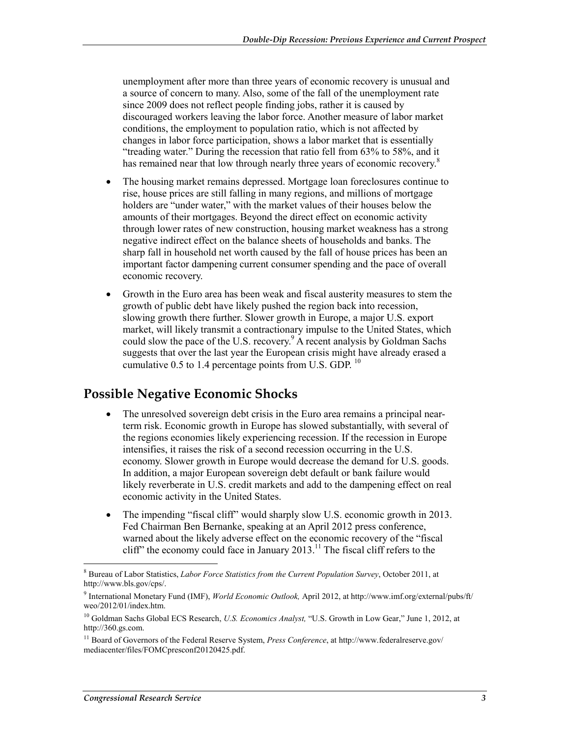unemployment after more than three years of economic recovery is unusual and a source of concern to many. Also, some of the fall of the unemployment rate since 2009 does not reflect people finding jobs, rather it is caused by discouraged workers leaving the labor force. Another measure of labor market conditions, the employment to population ratio, which is not affected by changes in labor force participation, shows a labor market that is essentially "treading water." During the recession that ratio fell from 63% to 58%, and it has remained near that low through nearly three years of economic recovery.[8]

- The housing market remains depressed. Mortgage loan foreclosures continue to rise, house prices are still falling in many regions, and millions of mortgage holders are "under water," with the market values of their houses below the amounts of their mortgages. Beyond the direct effect on economic activity through lower rates of new construction, housing market weakness has a strong negative indirect effect on the balance sheets of households and banks. The sharp fall in household net worth caused by the fall of house prices has been an important factor dampening current consumer spending and the pace of overall economic recovery.
- Growth in the Euro area has been weak and fiscal austerity measures to stem the growth of public debt have likely pushed the region back into recession, slowing growth there further. Slower growth in Europe, a major U.S. export market, will likely transmit a contractionary impulse to the United States, which could slow the pace of the U.S. recovery.[9] A recent analysis by Goldman Sachs suggests that over the last year the European crisis might have already erased a cumulative 0.5 to 1.4 percentage points from U.S. GDP.[10]

## Possible Negative Economic Shocks

- The unresolved sovereign debt crisis in the Euro area remains a principal near-term risk. Economic growth in Europe has slowed substantially, with several of the regions economies likely experiencing recession. If the recession in Europe intensifies, it raises the risk of a second recession occurring in the U.S. economy. Slower growth in Europe would decrease the demand for U.S. goods. In addition, a major European sovereign debt default or bank failure would likely reverberate in U.S. credit markets and add to the dampening effect on real economic activity in the United States.
- The impending "fiscal cliff" would sharply slow U.S. economic growth in 2013. Fed Chairman Ben Bernanke, speaking at an April 2012 press conference, warned about the likely adverse effect on the economic recovery of the "fiscal cliff" the economy could face in January 2013.[11] The fiscal cliff refers to the

---

[8] Bureau of Labor Statistics, *Labor Force Statistics from the Current Population Survey*, October 2011, at http://www.bls.gov/cps/.

[9] International Monetary Fund (IMF), *World Economic Outlook,* April 2012, at http://www.imf.org/external/pubs/ft/weo/2012/01/index.htm.

[10] Goldman Sachs Global ECS Research, *U.S. Economics Analyst,* "U.S. Growth in Low Gear," June 1, 2012, at http://360.gs.com.

[11] Board of Governors of the Federal Reserve System, *Press Conference*, at http://www.federalreserve.gov/mediacenter/files/FOMCpresconf20120425.pdf.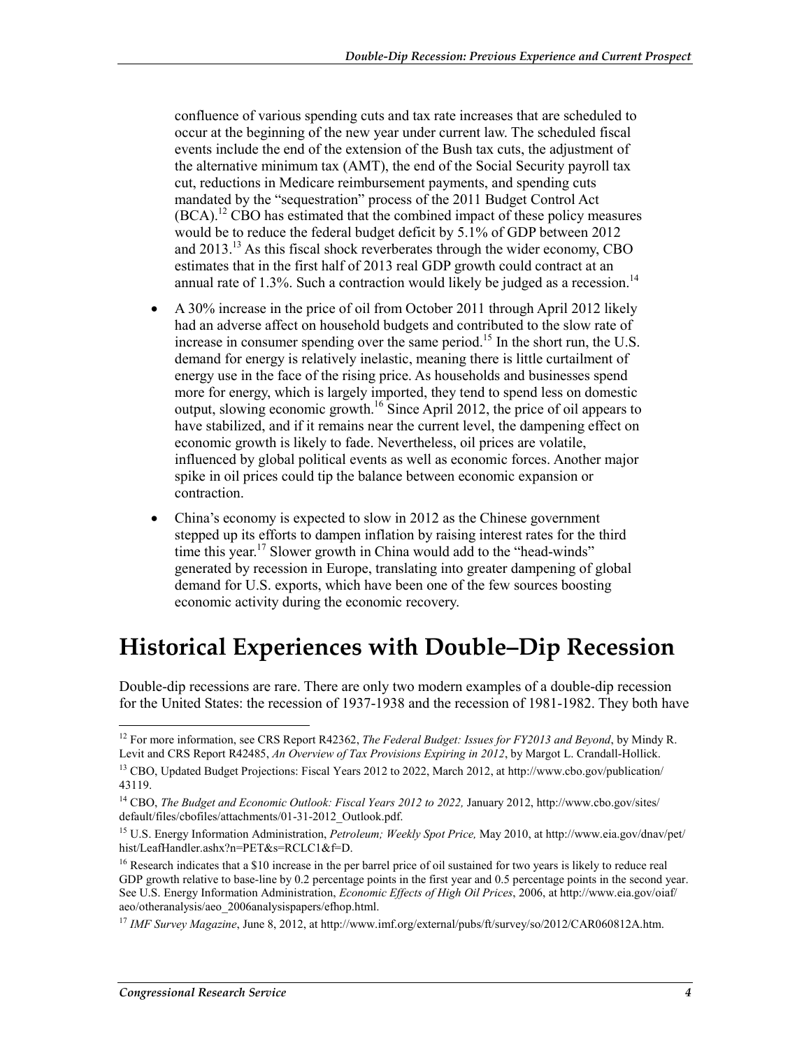confluence of various spending cuts and tax rate increases that are scheduled to occur at the beginning of the new year under current law. The scheduled fiscal events include the end of the extension of the Bush tax cuts, the adjustment of the alternative minimum tax (AMT), the end of the Social Security payroll tax cut, reductions in Medicare reimbursement payments, and spending cuts mandated by the "sequestration" process of the 2011 Budget Control Act (BCA).[12] CBO has estimated that the combined impact of these policy measures would be to reduce the federal budget deficit by 5.1% of GDP between 2012 and 2013.[13] As this fiscal shock reverberates through the wider economy, CBO estimates that in the first half of 2013 real GDP growth could contract at an annual rate of 1.3%. Such a contraction would likely be judged as a recession.[14]

- A 30% increase in the price of oil from October 2011 through April 2012 likely had an adverse affect on household budgets and contributed to the slow rate of increase in consumer spending over the same period.[15] In the short run, the U.S. demand for energy is relatively inelastic, meaning there is little curtailment of energy use in the face of the rising price. As households and businesses spend more for energy, which is largely imported, they tend to spend less on domestic output, slowing economic growth.[16] Since April 2012, the price of oil appears to have stabilized, and if it remains near the current level, the dampening effect on economic growth is likely to fade. Nevertheless, oil prices are volatile, influenced by global political events as well as economic forces. Another major spike in oil prices could tip the balance between economic expansion or contraction.
- China's economy is expected to slow in 2012 as the Chinese government stepped up its efforts to dampen inflation by raising interest rates for the third time this year.[17] Slower growth in China would add to the "head-winds" generated by recession in Europe, translating into greater dampening of global demand for U.S. exports, which have been one of the few sources boosting economic activity during the economic recovery.

# Historical Experiences with Double–Dip Recession

Double-dip recessions are rare. There are only two modern examples of a double-dip recession for the United States: the recession of 1937-1938 and the recession of 1981-1982. They both have

---

[12] For more information, see CRS Report R42362, *The Federal Budget: Issues for FY2013 and Beyond*, by Mindy R. Levit and CRS Report R42485, *An Overview of Tax Provisions Expiring in 2012*, by Margot L. Crandall-Hollick.

[13] CBO, Updated Budget Projections: Fiscal Years 2012 to 2022, March 2012, at http://www.cbo.gov/publication/43119.

[14] CBO, *The Budget and Economic Outlook: Fiscal Years 2012 to 2022,* January 2012, http://www.cbo.gov/sites/default/files/cbofiles/attachments/01-31-2012_Outlook.pdf.

[15] U.S. Energy Information Administration, *Petroleum; Weekly Spot Price,* May 2010, at http://www.eia.gov/dnav/pet/hist/LeafHandler.ashx?n=PET&s=RCLC1&f=D.

[16] Research indicates that a $10 increase in the per barrel price of oil sustained for two years is likely to reduce real GDP growth relative to base-line by 0.2 percentage points in the first year and 0.5 percentage points in the second year. See U.S. Energy Information Administration, *Economic Effects of High Oil Prices*, 2006, at http://www.eia.gov/oiaf/aeo/otheranalysis/aeo_2006analysispapers/efhop.html.

[17] *IMF Survey Magazine*, June 8, 2012, at http://www.imf.org/external/pubs/ft/survey/so/2012/CAR060812A.htm.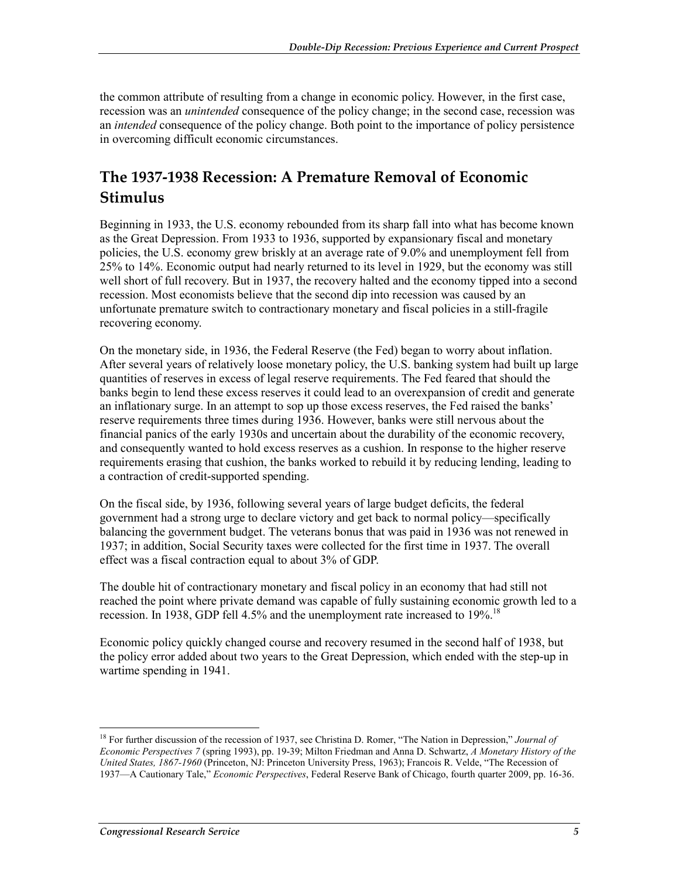the common attribute of resulting from a change in economic policy. However, in the first case, recession was an *unintended* consequence of the policy change; in the second case, recession was an *intended* consequence of the policy change. Both point to the importance of policy persistence in overcoming difficult economic circumstances.

## The 1937-1938 Recession: A Premature Removal of Economic Stimulus

Beginning in 1933, the U.S. economy rebounded from its sharp fall into what has become known as the Great Depression. From 1933 to 1936, supported by expansionary fiscal and monetary policies, the U.S. economy grew briskly at an average rate of 9.0% and unemployment fell from 25% to 14%. Economic output had nearly returned to its level in 1929, but the economy was still well short of full recovery. But in 1937, the recovery halted and the economy tipped into a second recession. Most economists believe that the second dip into recession was caused by an unfortunate premature switch to contractionary monetary and fiscal policies in a still-fragile recovering economy.

On the monetary side, in 1936, the Federal Reserve (the Fed) began to worry about inflation. After several years of relatively loose monetary policy, the U.S. banking system had built up large quantities of reserves in excess of legal reserve requirements. The Fed feared that should the banks begin to lend these excess reserves it could lead to an overexpansion of credit and generate an inflationary surge. In an attempt to sop up those excess reserves, the Fed raised the banks' reserve requirements three times during 1936. However, banks were still nervous about the financial panics of the early 1930s and uncertain about the durability of the economic recovery, and consequently wanted to hold excess reserves as a cushion. In response to the higher reserve requirements erasing that cushion, the banks worked to rebuild it by reducing lending, leading to a contraction of credit-supported spending.

On the fiscal side, by 1936, following several years of large budget deficits, the federal government had a strong urge to declare victory and get back to normal policy—specifically balancing the government budget. The veterans bonus that was paid in 1936 was not renewed in 1937; in addition, Social Security taxes were collected for the first time in 1937. The overall effect was a fiscal contraction equal to about 3% of GDP.

The double hit of contractionary monetary and fiscal policy in an economy that had still not reached the point where private demand was capable of fully sustaining economic growth led to a recession. In 1938, GDP fell 4.5% and the unemployment rate increased to 19%.[18]

Economic policy quickly changed course and recovery resumed in the second half of 1938, but the policy error added about two years to the Great Depression, which ended with the step-up in wartime spending in 1941.

---

[18] For further discussion of the recession of 1937, see Christina D. Romer, "The Nation in Depression," *Journal of Economic Perspectives 7* (spring 1993), pp. 19-39; Milton Friedman and Anna D. Schwartz, *A Monetary History of the United States, 1867-1960* (Princeton, NJ: Princeton University Press, 1963); Francois R. Velde, "The Recession of 1937—A Cautionary Tale," *Economic Perspectives*, Federal Reserve Bank of Chicago, fourth quarter 2009, pp. 16-36.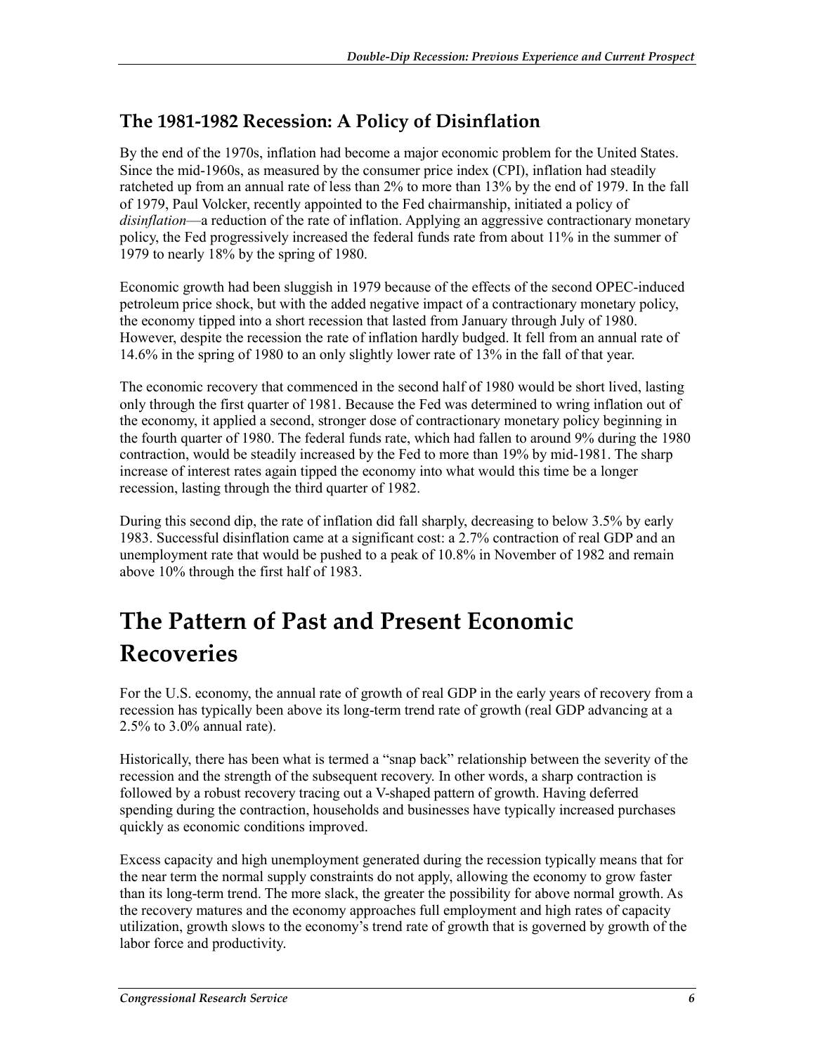### The 1981-1982 Recession: A Policy of Disinflation

By the end of the 1970s, inflation had become a major economic problem for the United States. Since the mid-1960s, as measured by the consumer price index (CPI), inflation had steadily ratcheted up from an annual rate of less than 2% to more than 13% by the end of 1979. In the fall of 1979, Paul Volcker, recently appointed to the Fed chairmanship, initiated a policy of *disinflation*—a reduction of the rate of inflation. Applying an aggressive contractionary monetary policy, the Fed progressively increased the federal funds rate from about 11% in the summer of 1979 to nearly 18% by the spring of 1980.

Economic growth had been sluggish in 1979 because of the effects of the second OPEC-induced petroleum price shock, but with the added negative impact of a contractionary monetary policy, the economy tipped into a short recession that lasted from January through July of 1980. However, despite the recession the rate of inflation hardly budged. It fell from an annual rate of 14.6% in the spring of 1980 to an only slightly lower rate of 13% in the fall of that year.

The economic recovery that commenced in the second half of 1980 would be short lived, lasting only through the first quarter of 1981. Because the Fed was determined to wring inflation out of the economy, it applied a second, stronger dose of contractionary monetary policy beginning in the fourth quarter of 1980. The federal funds rate, which had fallen to around 9% during the 1980 contraction, would be steadily increased by the Fed to more than 19% by mid-1981. The sharp increase of interest rates again tipped the economy into what would this time be a longer recession, lasting through the third quarter of 1982.

During this second dip, the rate of inflation did fall sharply, decreasing to below 3.5% by early 1983. Successful disinflation came at a significant cost: a 2.7% contraction of real GDP and an unemployment rate that would be pushed to a peak of 10.8% in November of 1982 and remain above 10% through the first half of 1983.

## The Pattern of Past and Present Economic Recoveries

For the U.S. economy, the annual rate of growth of real GDP in the early years of recovery from a recession has typically been above its long-term trend rate of growth (real GDP advancing at a 2.5% to 3.0% annual rate).

Historically, there has been what is termed a "snap back" relationship between the severity of the recession and the strength of the subsequent recovery. In other words, a sharp contraction is followed by a robust recovery tracing out a V-shaped pattern of growth. Having deferred spending during the contraction, households and businesses have typically increased purchases quickly as economic conditions improved.

Excess capacity and high unemployment generated during the recession typically means that for the near term the normal supply constraints do not apply, allowing the economy to grow faster than its long-term trend. The more slack, the greater the possibility for above normal growth. As the recovery matures and the economy approaches full employment and high rates of capacity utilization, growth slows to the economy's trend rate of growth that is governed by growth of the labor force and productivity.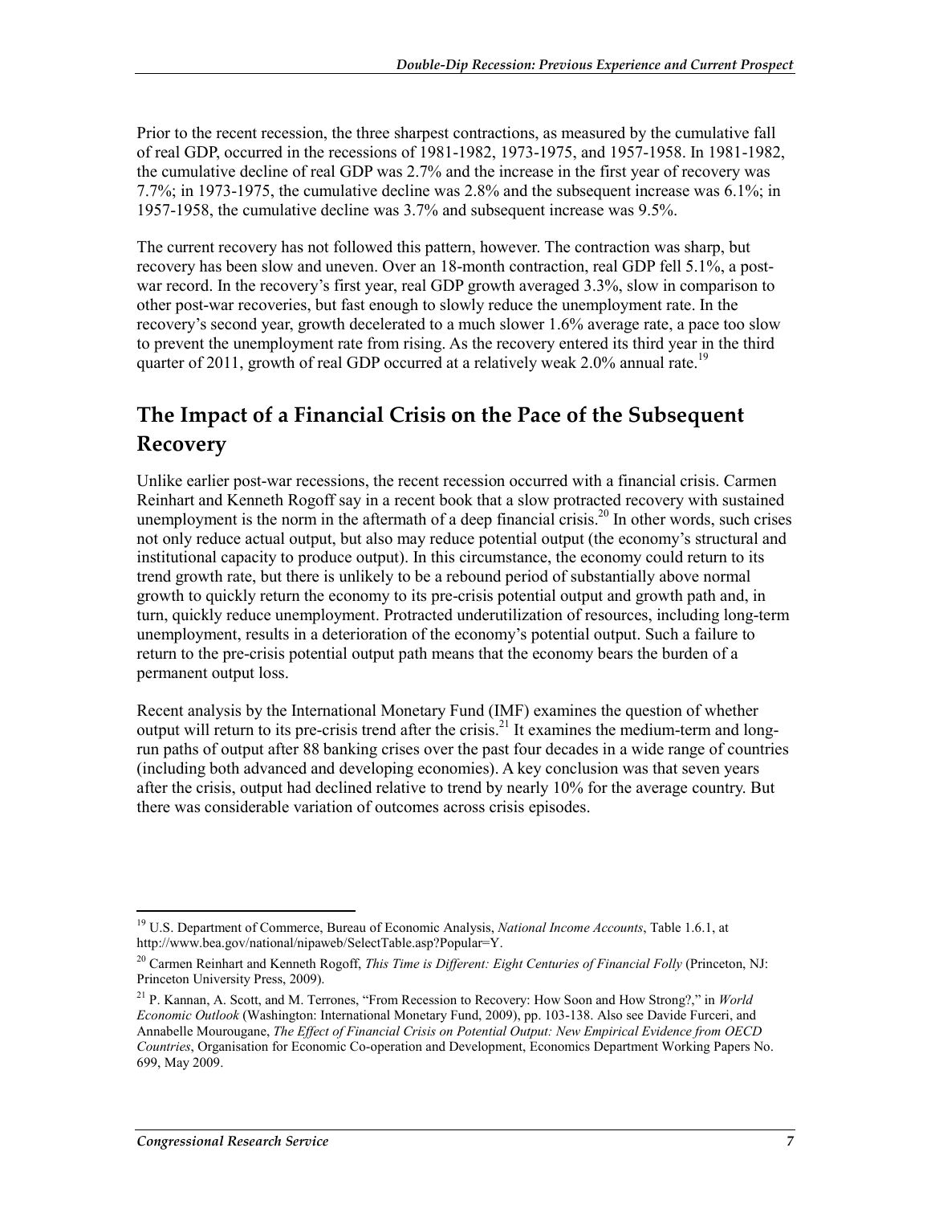Prior to the recent recession, the three sharpest contractions, as measured by the cumulative fall of real GDP, occurred in the recessions of 1981-1982, 1973-1975, and 1957-1958. In 1981-1982, the cumulative decline of real GDP was 2.7% and the increase in the first year of recovery was 7.7%; in 1973-1975, the cumulative decline was 2.8% and the subsequent increase was 6.1%; in 1957-1958, the cumulative decline was 3.7% and subsequent increase was 9.5%.

The current recovery has not followed this pattern, however. The contraction was sharp, but recovery has been slow and uneven. Over an 18-month contraction, real GDP fell 5.1%, a post-war record. In the recovery's first year, real GDP growth averaged 3.3%, slow in comparison to other post-war recoveries, but fast enough to slowly reduce the unemployment rate. In the recovery's second year, growth decelerated to a much slower 1.6% average rate, a pace too slow to prevent the unemployment rate from rising. As the recovery entered its third year in the third quarter of 2011, growth of real GDP occurred at a relatively weak 2.0% annual rate.[19]

## The Impact of a Financial Crisis on the Pace of the Subsequent Recovery

Unlike earlier post-war recessions, the recent recession occurred with a financial crisis. Carmen Reinhart and Kenneth Rogoff say in a recent book that a slow protracted recovery with sustained unemployment is the norm in the aftermath of a deep financial crisis.[20] In other words, such crises not only reduce actual output, but also may reduce potential output (the economy's structural and institutional capacity to produce output). In this circumstance, the economy could return to its trend growth rate, but there is unlikely to be a rebound period of substantially above normal growth to quickly return the economy to its pre-crisis potential output and growth path and, in turn, quickly reduce unemployment. Protracted underutilization of resources, including long-term unemployment, results in a deterioration of the economy's potential output. Such a failure to return to the pre-crisis potential output path means that the economy bears the burden of a permanent output loss.

Recent analysis by the International Monetary Fund (IMF) examines the question of whether output will return to its pre-crisis trend after the crisis.[21] It examines the medium-term and long-run paths of output after 88 banking crises over the past four decades in a wide range of countries (including both advanced and developing economies). A key conclusion was that seven years after the crisis, output had declined relative to trend by nearly 10% for the average country. But there was considerable variation of outcomes across crisis episodes.

---

[19] U.S. Department of Commerce, Bureau of Economic Analysis, *National Income Accounts*, Table 1.6.1, at http://www.bea.gov/national/nipaweb/SelectTable.asp?Popular=Y.

[20] Carmen Reinhart and Kenneth Rogoff, *This Time is Different: Eight Centuries of Financial Folly* (Princeton, NJ: Princeton University Press, 2009).

[21] P. Kannan, A. Scott, and M. Terrones, "From Recession to Recovery: How Soon and How Strong?," in *World Economic Outlook* (Washington: International Monetary Fund, 2009), pp. 103-138. Also see Davide Furceri, and Annabelle Mourougane, *The Effect of Financial Crisis on Potential Output: New Empirical Evidence from OECD Countries*, Organisation for Economic Co-operation and Development, Economics Department Working Papers No. 699, May 2009.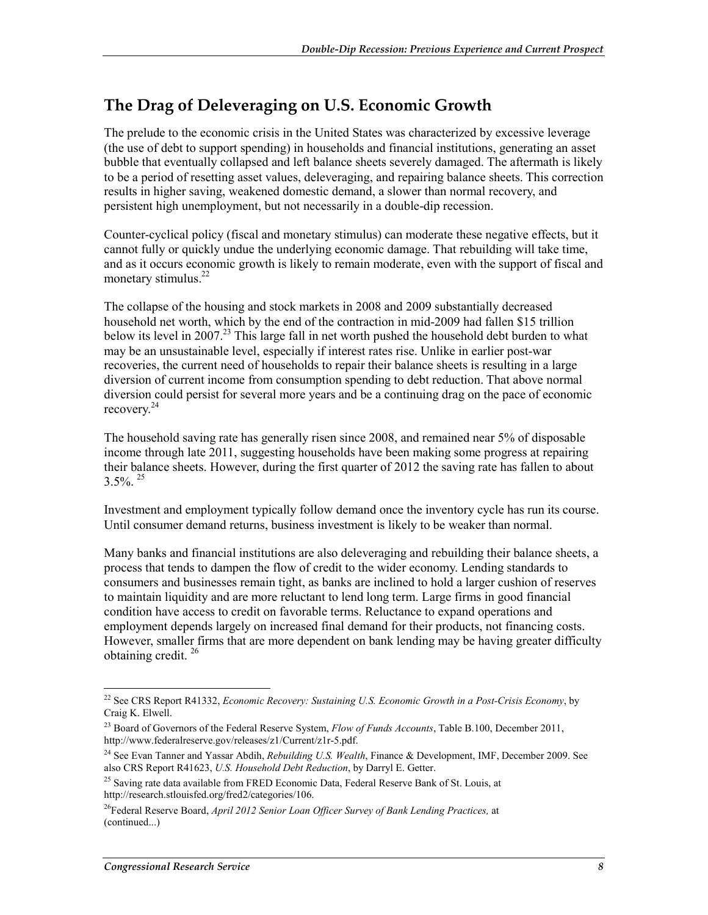## The Drag of Deleveraging on U.S. Economic Growth

The prelude to the economic crisis in the United States was characterized by excessive leverage (the use of debt to support spending) in households and financial institutions, generating an asset bubble that eventually collapsed and left balance sheets severely damaged. The aftermath is likely to be a period of resetting asset values, deleveraging, and repairing balance sheets. This correction results in higher saving, weakened domestic demand, a slower than normal recovery, and persistent high unemployment, but not necessarily in a double-dip recession.

Counter-cyclical policy (fiscal and monetary stimulus) can moderate these negative effects, but it cannot fully or quickly undue the underlying economic damage. That rebuilding will take time, and as it occurs economic growth is likely to remain moderate, even with the support of fiscal and monetary stimulus.[22]

The collapse of the housing and stock markets in 2008 and 2009 substantially decreased household net worth, which by the end of the contraction in mid-2009 had fallen $15 trillion below its level in 2007.[23] This large fall in net worth pushed the household debt burden to what may be an unsustainable level, especially if interest rates rise. Unlike in earlier post-war recoveries, the current need of households to repair their balance sheets is resulting in a large diversion of current income from consumption spending to debt reduction. That above normal diversion could persist for several more years and be a continuing drag on the pace of economic recovery.[24]

The household saving rate has generally risen since 2008, and remained near 5% of disposable income through late 2011, suggesting households have been making some progress at repairing their balance sheets. However, during the first quarter of 2012 the saving rate has fallen to about 3.5%.[25]

Investment and employment typically follow demand once the inventory cycle has run its course. Until consumer demand returns, business investment is likely to be weaker than normal.

Many banks and financial institutions are also deleveraging and rebuilding their balance sheets, a process that tends to dampen the flow of credit to the wider economy. Lending standards to consumers and businesses remain tight, as banks are inclined to hold a larger cushion of reserves to maintain liquidity and are more reluctant to lend long term. Large firms in good financial condition have access to credit on favorable terms. Reluctance to expand operations and employment depends largely on increased final demand for their products, not financing costs. However, smaller firms that are more dependent on bank lending may be having greater difficulty obtaining credit.[26]

---

[22] See CRS Report R41332, *Economic Recovery: Sustaining U.S. Economic Growth in a Post-Crisis Economy*, by Craig K. Elwell.

[23] Board of Governors of the Federal Reserve System, *Flow of Funds Accounts*, Table B.100, December 2011, http://www.federalreserve.gov/releases/z1/Current/z1r-5.pdf.

[24] See Evan Tanner and Yassar Abdih, *Rebuilding U.S. Wealth*, Finance & Development, IMF, December 2009. See also CRS Report R41623, *U.S. Household Debt Reduction*, by Darryl E. Getter.

[25] Saving rate data available from FRED Economic Data, Federal Reserve Bank of St. Louis, at http://research.stlouisfed.org/fred2/categories/106.

[26] Federal Reserve Board, *April 2012 Senior Loan Officer Survey of Bank Lending Practices,* at (continued...)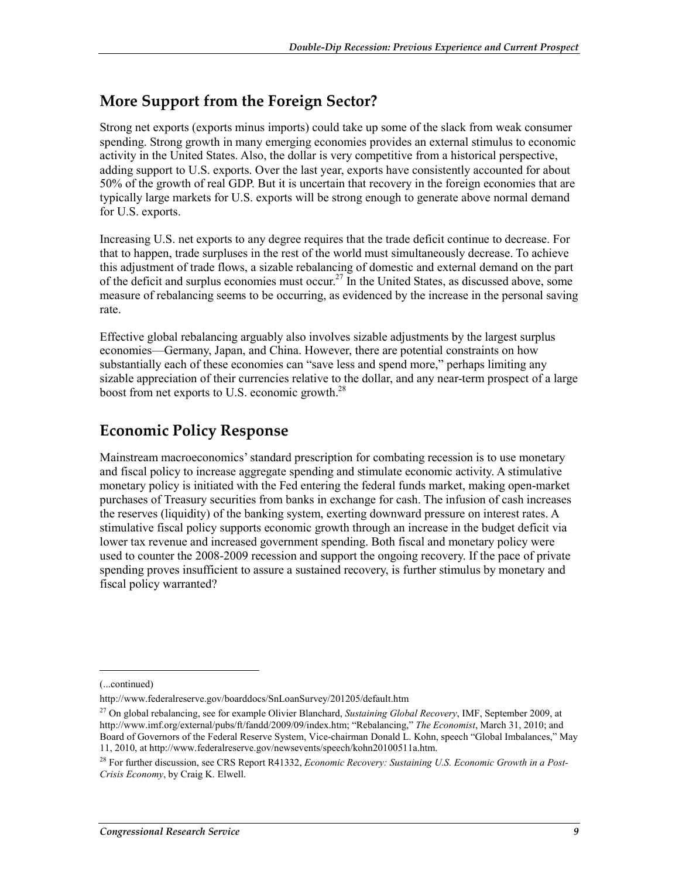## More Support from the Foreign Sector?

Strong net exports (exports minus imports) could take up some of the slack from weak consumer spending. Strong growth in many emerging economies provides an external stimulus to economic activity in the United States. Also, the dollar is very competitive from a historical perspective, adding support to U.S. exports. Over the last year, exports have consistently accounted for about 50% of the growth of real GDP. But it is uncertain that recovery in the foreign economies that are typically large markets for U.S. exports will be strong enough to generate above normal demand for U.S. exports.

Increasing U.S. net exports to any degree requires that the trade deficit continue to decrease. For that to happen, trade surpluses in the rest of the world must simultaneously decrease. To achieve this adjustment of trade flows, a sizable rebalancing of domestic and external demand on the part of the deficit and surplus economies must occur.[27] In the United States, as discussed above, some measure of rebalancing seems to be occurring, as evidenced by the increase in the personal saving rate.

Effective global rebalancing arguably also involves sizable adjustments by the largest surplus economies—Germany, Japan, and China. However, there are potential constraints on how substantially each of these economies can "save less and spend more," perhaps limiting any sizable appreciation of their currencies relative to the dollar, and any near-term prospect of a large boost from net exports to U.S. economic growth.[28]

## Economic Policy Response

Mainstream macroeconomics' standard prescription for combating recession is to use monetary and fiscal policy to increase aggregate spending and stimulate economic activity. A stimulative monetary policy is initiated with the Fed entering the federal funds market, making open-market purchases of Treasury securities from banks in exchange for cash. The infusion of cash increases the reserves (liquidity) of the banking system, exerting downward pressure on interest rates. A stimulative fiscal policy supports economic growth through an increase in the budget deficit via lower tax revenue and increased government spending. Both fiscal and monetary policy were used to counter the 2008-2009 recession and support the ongoing recovery. If the pace of private spending proves insufficient to assure a sustained recovery, is further stimulus by monetary and fiscal policy warranted?

---

(...continued)

http://www.federalreserve.gov/boarddocs/SnLoanSurvey/201205/default.htm

[27] On global rebalancing, see for example Olivier Blanchard, *Sustaining Global Recovery*, IMF, September 2009, at http://www.imf.org/external/pubs/ft/fandd/2009/09/index.htm; "Rebalancing," *The Economist*, March 31, 2010; and Board of Governors of the Federal Reserve System, Vice-chairman Donald L. Kohn, speech "Global Imbalances," May 11, 2010, at http://www.federalreserve.gov/newsevents/speech/kohn20100511a.htm.

[28] For further discussion, see CRS Report R41332, *Economic Recovery: Sustaining U.S. Economic Growth in a Post-Crisis Economy*, by Craig K. Elwell.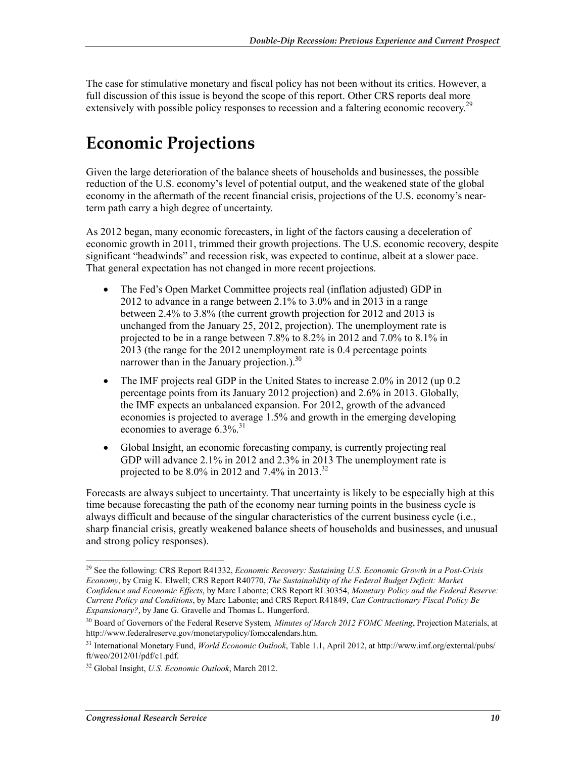The case for stimulative monetary and fiscal policy has not been without its critics. However, a full discussion of this issue is beyond the scope of this report. Other CRS reports deal more extensively with possible policy responses to recession and a faltering economic recovery.[29]

# Economic Projections

Given the large deterioration of the balance sheets of households and businesses, the possible reduction of the U.S. economy's level of potential output, and the weakened state of the global economy in the aftermath of the recent financial crisis, projections of the U.S. economy's near-term path carry a high degree of uncertainty.

As 2012 began, many economic forecasters, in light of the factors causing a deceleration of economic growth in 2011, trimmed their growth projections. The U.S. economic recovery, despite significant "headwinds" and recession risk, was expected to continue, albeit at a slower pace. That general expectation has not changed in more recent projections.

- The Fed's Open Market Committee projects real (inflation adjusted) GDP in 2012 to advance in a range between 2.1% to 3.0% and in 2013 in a range between 2.4% to 3.8% (the current growth projection for 2012 and 2013 is unchanged from the January 25, 2012, projection). The unemployment rate is projected to be in a range between 7.8% to 8.2% in 2012 and 7.0% to 8.1% in 2013 (the range for the 2012 unemployment rate is 0.4 percentage points narrower than in the January projection.).[30]
- The IMF projects real GDP in the United States to increase 2.0% in 2012 (up 0.2 percentage points from its January 2012 projection) and 2.6% in 2013. Globally, the IMF expects an unbalanced expansion. For 2012, growth of the advanced economies is projected to average 1.5% and growth in the emerging developing economies to average 6.3%.[31]
- Global Insight, an economic forecasting company, is currently projecting real GDP will advance 2.1% in 2012 and 2.3% in 2013 The unemployment rate is projected to be 8.0% in 2012 and 7.4% in 2013.[32]

Forecasts are always subject to uncertainty. That uncertainty is likely to be especially high at this time because forecasting the path of the economy near turning points in the business cycle is always difficult and because of the singular characteristics of the current business cycle (i.e., sharp financial crisis, greatly weakened balance sheets of households and businesses, and unusual and strong policy responses).

---

[29] See the following: CRS Report R41332, *Economic Recovery: Sustaining U.S. Economic Growth in a Post-Crisis Economy*, by Craig K. Elwell; CRS Report R40770, *The Sustainability of the Federal Budget Deficit: Market Confidence and Economic Effects*, by Marc Labonte; CRS Report RL30354, *Monetary Policy and the Federal Reserve: Current Policy and Conditions*, by Marc Labonte; and CRS Report R41849, *Can Contractionary Fiscal Policy Be Expansionary?*, by Jane G. Gravelle and Thomas L. Hungerford.

[30] Board of Governors of the Federal Reserve System*, Minutes of March 2012 FOMC Meeting*, Projection Materials, at http://www.federalreserve.gov/monetarypolicy/fomccalendars.htm.

[31] International Monetary Fund, *World Economic Outlook*, Table 1.1, April 2012, at http://www.imf.org/external/pubs/ft/weo/2012/01/pdf/c1.pdf.

[32] Global Insight, *U.S. Economic Outlook*, March 2012.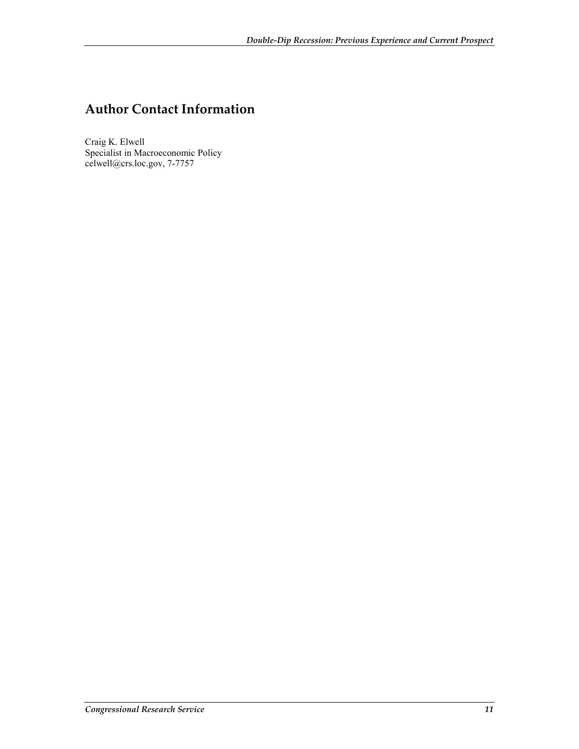## Author Contact Information

Craig K. Elwell
Specialist in Macroeconomic Policy
celwell@crs.loc.gov, 7-7757